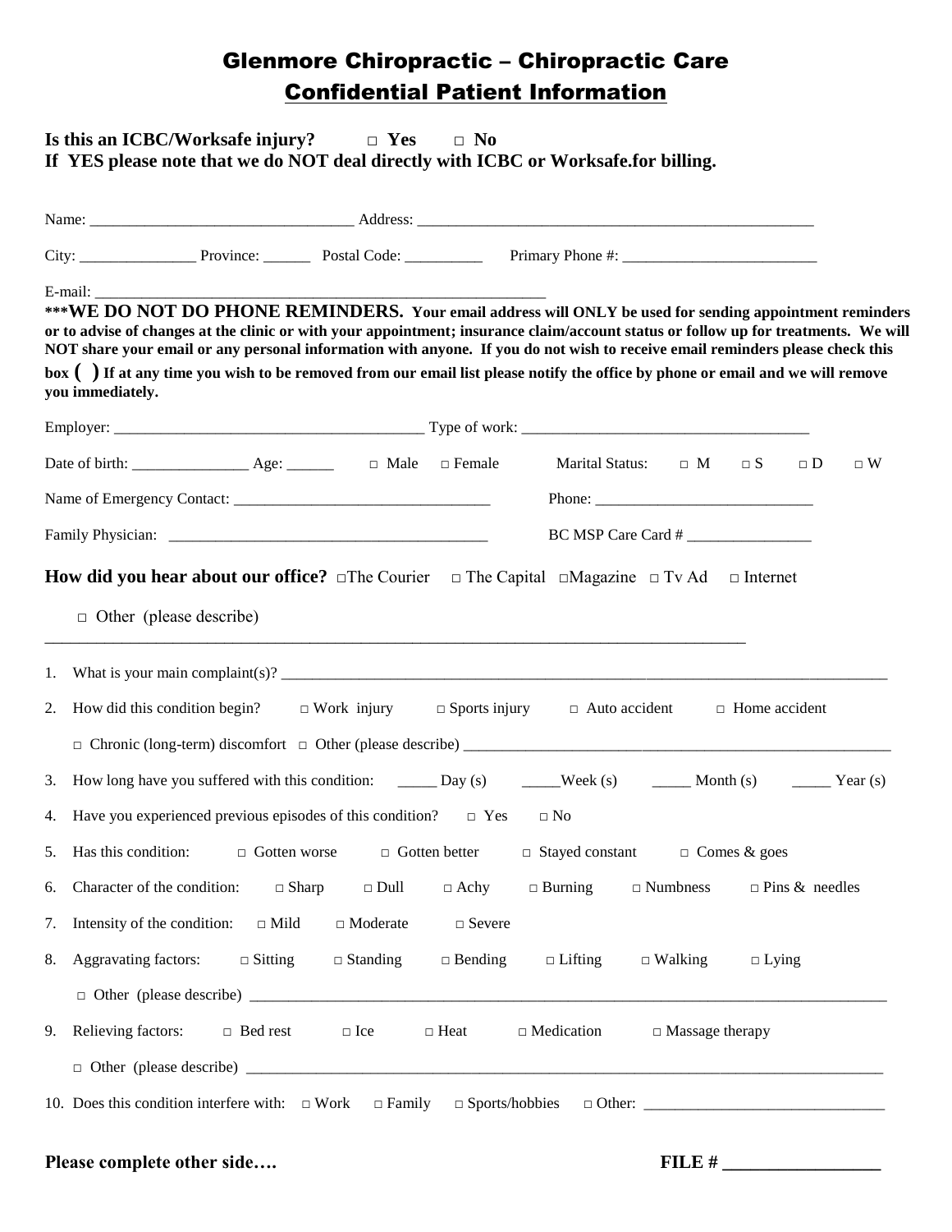# Glenmore Chiropractic – Chiropractic Care

## Confidential Patient Information

**Is this an ICBC/Worksafe injury? □ Yes □ No**
**If YES please note that we do NOT deal directly with ICBC or Worksafe.for billing.**

Name: _________________________________ Address: ___________________________________________________

City: _______________ Province: ______ Postal Code: __________ Primary Phone #: _________________________

E-mail: _______________________________________________________

**\*\*\*WE DO NOT DO PHONE REMINDERS. Your email address will ONLY be used for sending appointment reminders or to advise of changes at the clinic or with your appointment; insurance claim/account status or follow up for treatments. We will NOT share your email or any personal information with anyone. If you do not wish to receive email reminders please check this box ( ) If at any time you wish to be removed from our email list please notify the office by phone or email and we will remove you immediately.**

Employer: ________________________________________ Type of work: _____________________________________

Date of birth: _______________ Age: ______ □ Male □ Female Marital Status: □ M □ S □ D □ W

Name of Emergency Contact: _________________________________ Phone: ____________________________

Family Physician: _________________________________________ BC MSP Care Card # ________________

**How did you hear about our office?** □The Courier □ The Capital □Magazine □ Tv Ad □ Internet

□ Other (please describe)

_________________________________________________________________________________________

1. What is your main complaint(s)? _____________________________________________________________________________
2. How did this condition begin? □ Work injury □ Sports injury □ Auto accident □ Home accident

   □ Chronic (long-term) discomfort □ Other (please describe) _________________________________________________________
3. How long have you suffered with this condition: _____ Day (s) _____Week (s) _____ Month (s) _____ Year (s)
4. Have you experienced previous episodes of this condition? □ Yes □ No
5. Has this condition: □ Gotten worse □ Gotten better □ Stayed constant □ Comes & goes
6. Character of the condition: □ Sharp □ Dull □ Achy □ Burning □ Numbness □ Pins & needles
7. Intensity of the condition: □ Mild □ Moderate □ Severe
8. Aggravating factors: □ Sitting □ Standing □ Bending □ Lifting □ Walking □ Lying

   □ Other (please describe) _________________________________________________________________________________
9. Relieving factors: □ Bed rest □ Ice □ Heat □ Medication □ Massage therapy

   □ Other (please describe) _________________________________________________________________________________
10. Does this condition interfere with: □ Work □ Family □ Sports/hobbies □ Other: ______________________________

**Please complete other side….** **FILE # _________________**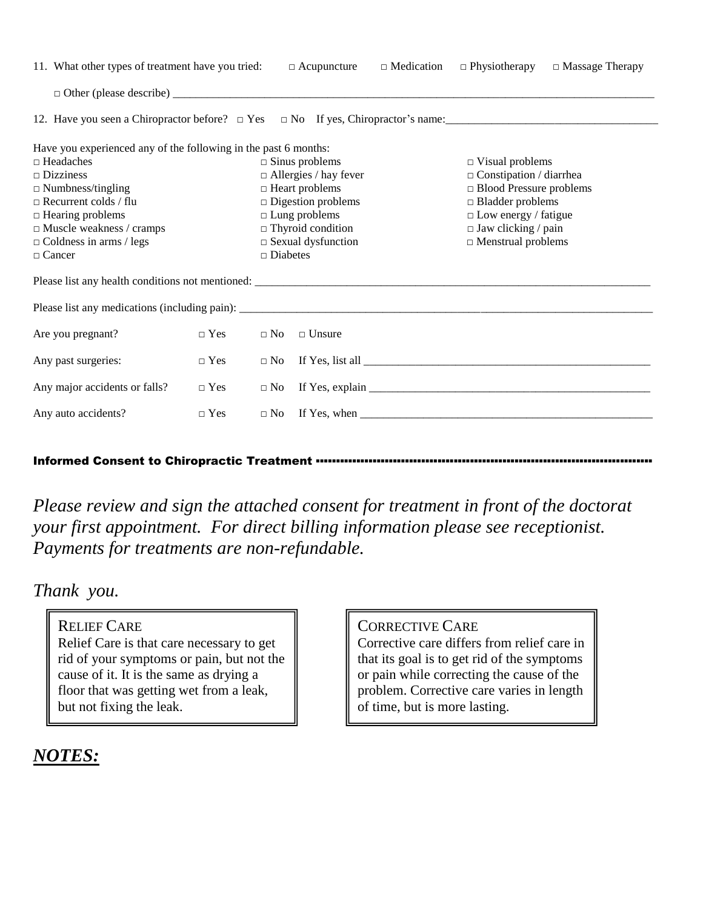11. What other types of treatment have you tried: □ Acupuncture □ Medication □ Physiotherapy □ Massage Therapy

    □ Other (please describe) ______________________________________________________________________________

12. Have you seen a Chiropractor before? □ Yes □ No If yes, Chiropractor's name:___________________________________

Have you experienced any of the following in the past 6 months:

| | | |
|---|---|---|
| □ Headaches | □ Sinus problems | □ Visual problems |
| □ Dizziness | □ Allergies / hay fever | □ Constipation / diarrhea |
| □ Numbness/tingling | □ Heart problems | □ Blood Pressure problems |
| □ Recurrent colds / flu | □ Digestion problems | □ Bladder problems |
| □ Hearing problems | □ Lung problems | □ Low energy / fatigue |
| □ Muscle weakness / cramps | □ Thyroid condition | □ Jaw clicking / pain |
| □ Coldness in arms / legs | □ Sexual dysfunction | □ Menstrual problems |
| □ Cancer | □ Diabetes | |

Please list any health conditions not mentioned: ______________________________________________________________________

Please list any medications (including pain): _________________________________________________________________________

Are you pregnant? □ Yes □ No □ Unsure

Any past surgeries: □ Yes □ No If Yes, list all ____________________________________________________

Any major accidents or falls? □ Yes □ No If Yes, explain ____________________________________________________

Any auto accidents? □ Yes □ No If Yes, when ______________________________________________________

## Informed Consent to Chiropractic Treatment

*Please review and sign the attached consent for treatment in front of the doctorat your first appointment. For direct billing information please see receptionist. Payments for treatments are non-refundable.*

*Thank you.*

> RELIEF CARE
> Relief Care is that care necessary to get rid of your symptoms or pain, but not the cause of it. It is the same as drying a floor that was getting wet from a leak, but not fixing the leak.

> CORRECTIVE CARE
> Corrective care differs from relief care in that its goal is to get rid of the symptoms or pain while correcting the cause of the problem. Corrective care varies in length of time, but is more lasting.

***NOTES:***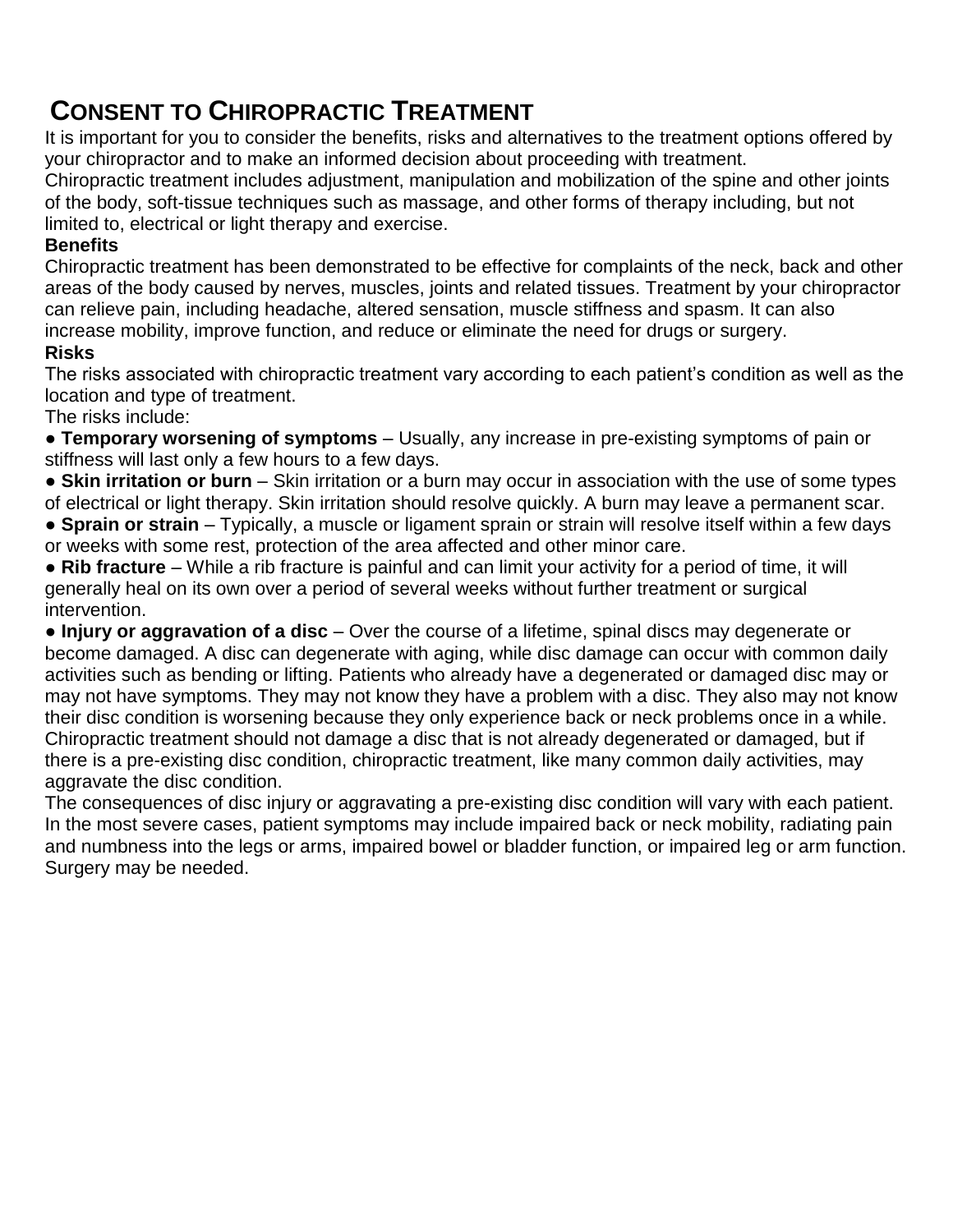# CONSENT TO CHIROPRACTIC TREATMENT

It is important for you to consider the benefits, risks and alternatives to the treatment options offered by your chiropractor and to make an informed decision about proceeding with treatment.

Chiropractic treatment includes adjustment, manipulation and mobilization of the spine and other joints of the body, soft-tissue techniques such as massage, and other forms of therapy including, but not limited to, electrical or light therapy and exercise.

**Benefits**

Chiropractic treatment has been demonstrated to be effective for complaints of the neck, back and other areas of the body caused by nerves, muscles, joints and related tissues. Treatment by your chiropractor can relieve pain, including headache, altered sensation, muscle stiffness and spasm. It can also increase mobility, improve function, and reduce or eliminate the need for drugs or surgery.

**Risks**

The risks associated with chiropractic treatment vary according to each patient's condition as well as the location and type of treatment.

The risks include:

- **Temporary worsening of symptoms** – Usually, any increase in pre-existing symptoms of pain or stiffness will last only a few hours to a few days.
- **Skin irritation or burn** – Skin irritation or a burn may occur in association with the use of some types of electrical or light therapy. Skin irritation should resolve quickly. A burn may leave a permanent scar.
- **Sprain or strain** – Typically, a muscle or ligament sprain or strain will resolve itself within a few days or weeks with some rest, protection of the area affected and other minor care.
- **Rib fracture** – While a rib fracture is painful and can limit your activity for a period of time, it will generally heal on its own over a period of several weeks without further treatment or surgical intervention.
- **Injury or aggravation of a disc** – Over the course of a lifetime, spinal discs may degenerate or become damaged. A disc can degenerate with aging, while disc damage can occur with common daily activities such as bending or lifting. Patients who already have a degenerated or damaged disc may or may not have symptoms. They may not know they have a problem with a disc. They also may not know their disc condition is worsening because they only experience back or neck problems once in a while. Chiropractic treatment should not damage a disc that is not already degenerated or damaged, but if there is a pre-existing disc condition, chiropractic treatment, like many common daily activities, may aggravate the disc condition.

The consequences of disc injury or aggravating a pre-existing disc condition will vary with each patient. In the most severe cases, patient symptoms may include impaired back or neck mobility, radiating pain and numbness into the legs or arms, impaired bowel or bladder function, or impaired leg or arm function. Surgery may be needed.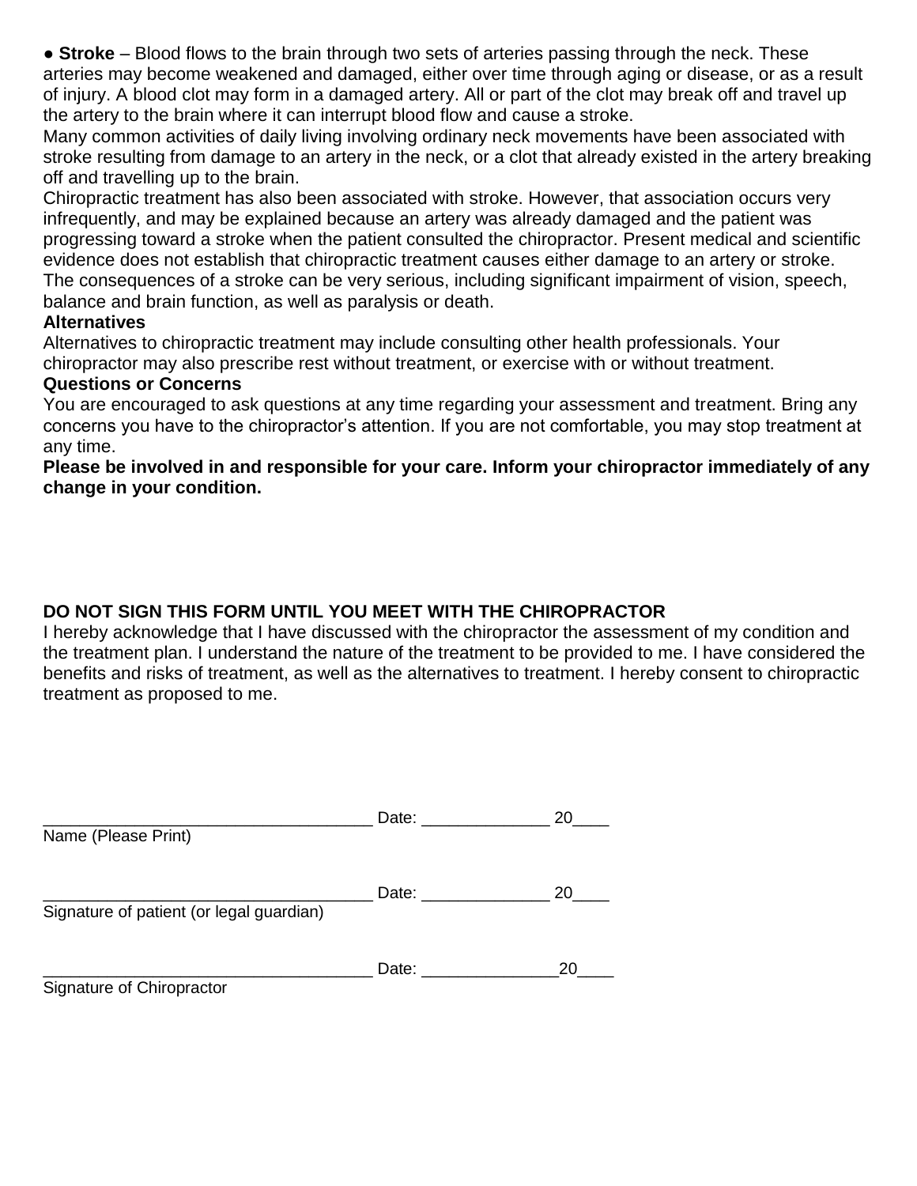● **Stroke** – Blood flows to the brain through two sets of arteries passing through the neck. These arteries may become weakened and damaged, either over time through aging or disease, or as a result of injury. A blood clot may form in a damaged artery. All or part of the clot may break off and travel up the artery to the brain where it can interrupt blood flow and cause a stroke.
Many common activities of daily living involving ordinary neck movements have been associated with stroke resulting from damage to an artery in the neck, or a clot that already existed in the artery breaking off and travelling up to the brain.
Chiropractic treatment has also been associated with stroke. However, that association occurs very infrequently, and may be explained because an artery was already damaged and the patient was progressing toward a stroke when the patient consulted the chiropractor. Present medical and scientific evidence does not establish that chiropractic treatment causes either damage to an artery or stroke.
The consequences of a stroke can be very serious, including significant impairment of vision, speech, balance and brain function, as well as paralysis or death.

**Alternatives**

Alternatives to chiropractic treatment may include consulting other health professionals. Your chiropractor may also prescribe rest without treatment, or exercise with or without treatment.

**Questions or Concerns**

You are encouraged to ask questions at any time regarding your assessment and treatment. Bring any concerns you have to the chiropractor's attention. If you are not comfortable, you may stop treatment at any time.

**Please be involved in and responsible for your care. Inform your chiropractor immediately of any change in your condition.**

**DO NOT SIGN THIS FORM UNTIL YOU MEET WITH THE CHIROPRACTOR**

I hereby acknowledge that I have discussed with the chiropractor the assessment of my condition and the treatment plan. I understand the nature of the treatment to be provided to me. I have considered the benefits and risks of treatment, as well as the alternatives to treatment. I hereby consent to chiropractic treatment as proposed to me.

___________________________________ Date: _____________ 20____
Name (Please Print)

___________________________________ Date: _____________ 20____
Signature of patient (or legal guardian)

___________________________________ Date: ______________20____
Signature of Chiropractor